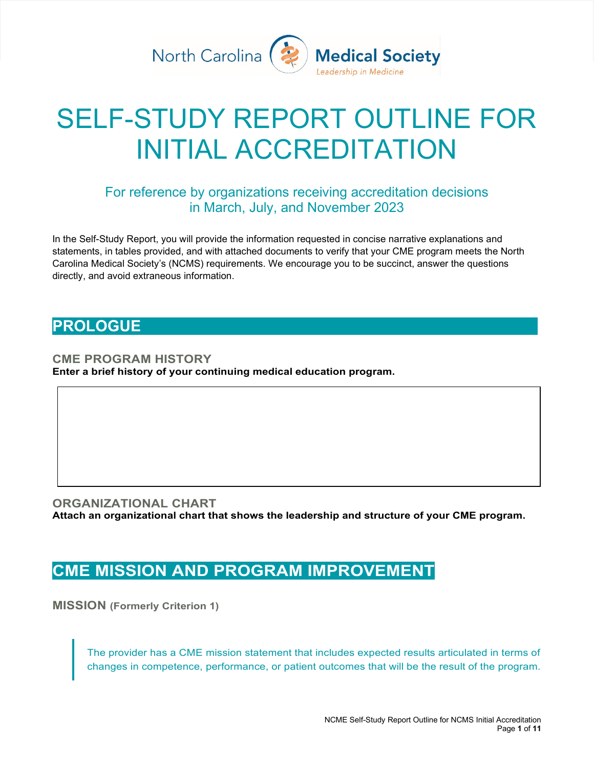North Carolina Medical Society
Leadership in Medicine

# SELF-STUDY REPORT OUTLINE FOR INITIAL ACCREDITATION

For reference by organizations receiving accreditation decisions in March, July, and November 2023

In the Self-Study Report, you will provide the information requested in concise narrative explanations and statements, in tables provided, and with attached documents to verify that your CME program meets the North Carolina Medical Society's (NCMS) requirements. We encourage you to be succinct, answer the questions directly, and avoid extraneous information.

## PROLOGUE

### CME PROGRAM HISTORY

**Enter a brief history of your continuing medical education program.**

| |
|---|
| |

### ORGANIZATIONAL CHART

**Attach an organizational chart that shows the leadership and structure of your CME program.**

## CME MISSION AND PROGRAM IMPROVEMENT

### MISSION (Formerly Criterion 1)

> The provider has a CME mission statement that includes expected results articulated in terms of changes in competence, performance, or patient outcomes that will be the result of the program.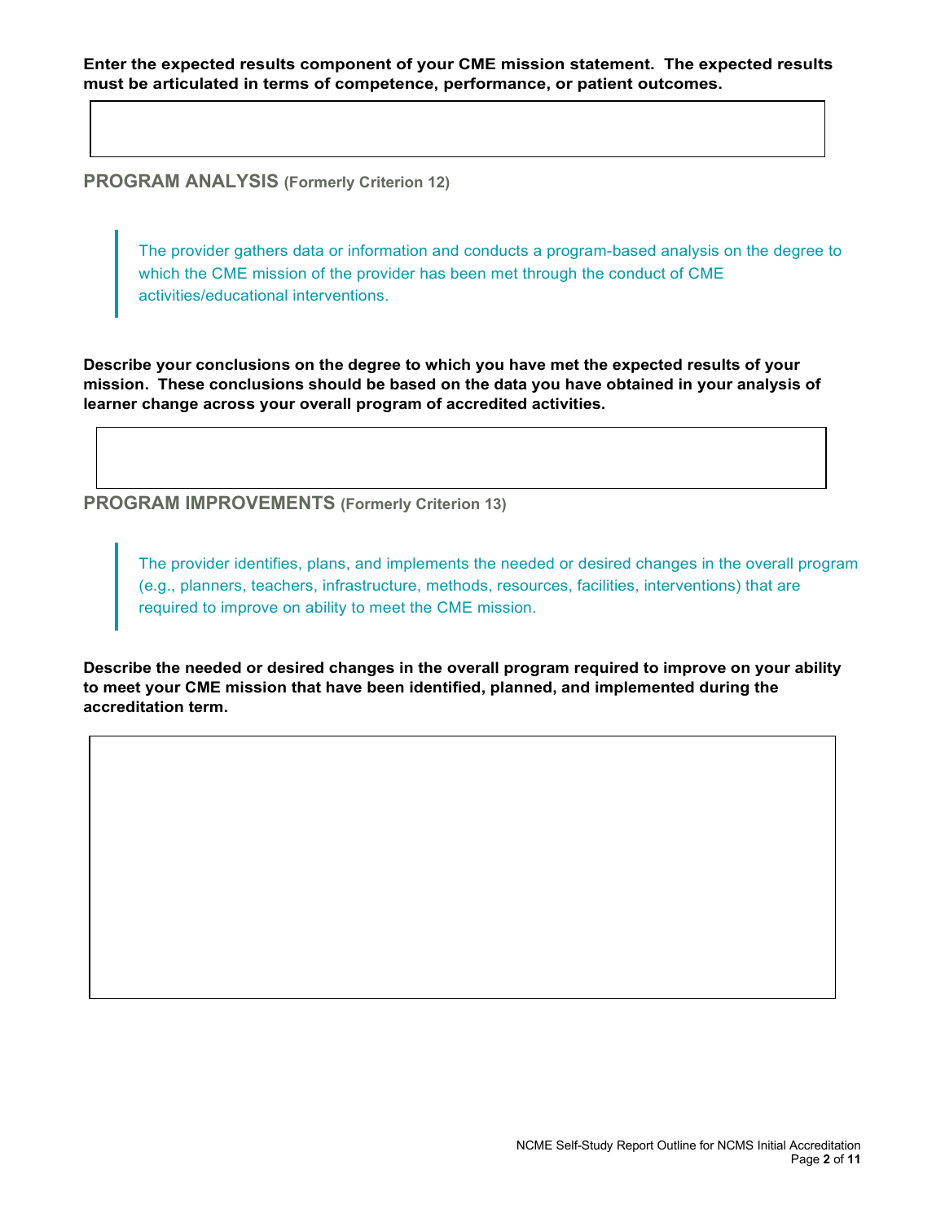**Enter the expected results component of your CME mission statement. The expected results must be articulated in terms of competence, performance, or patient outcomes.**

## PROGRAM ANALYSIS (Formerly Criterion 12)

> The provider gathers data or information and conducts a program-based analysis on the degree to which the CME mission of the provider has been met through the conduct of CME activities/educational interventions.

**Describe your conclusions on the degree to which you have met the expected results of your mission. These conclusions should be based on the data you have obtained in your analysis of learner change across your overall program of accredited activities.**

## PROGRAM IMPROVEMENTS (Formerly Criterion 13)

> The provider identifies, plans, and implements the needed or desired changes in the overall program (e.g., planners, teachers, infrastructure, methods, resources, facilities, interventions) that are required to improve on ability to meet the CME mission.

**Describe the needed or desired changes in the overall program required to improve on your ability to meet your CME mission that have been identified, planned, and implemented during the accreditation term.**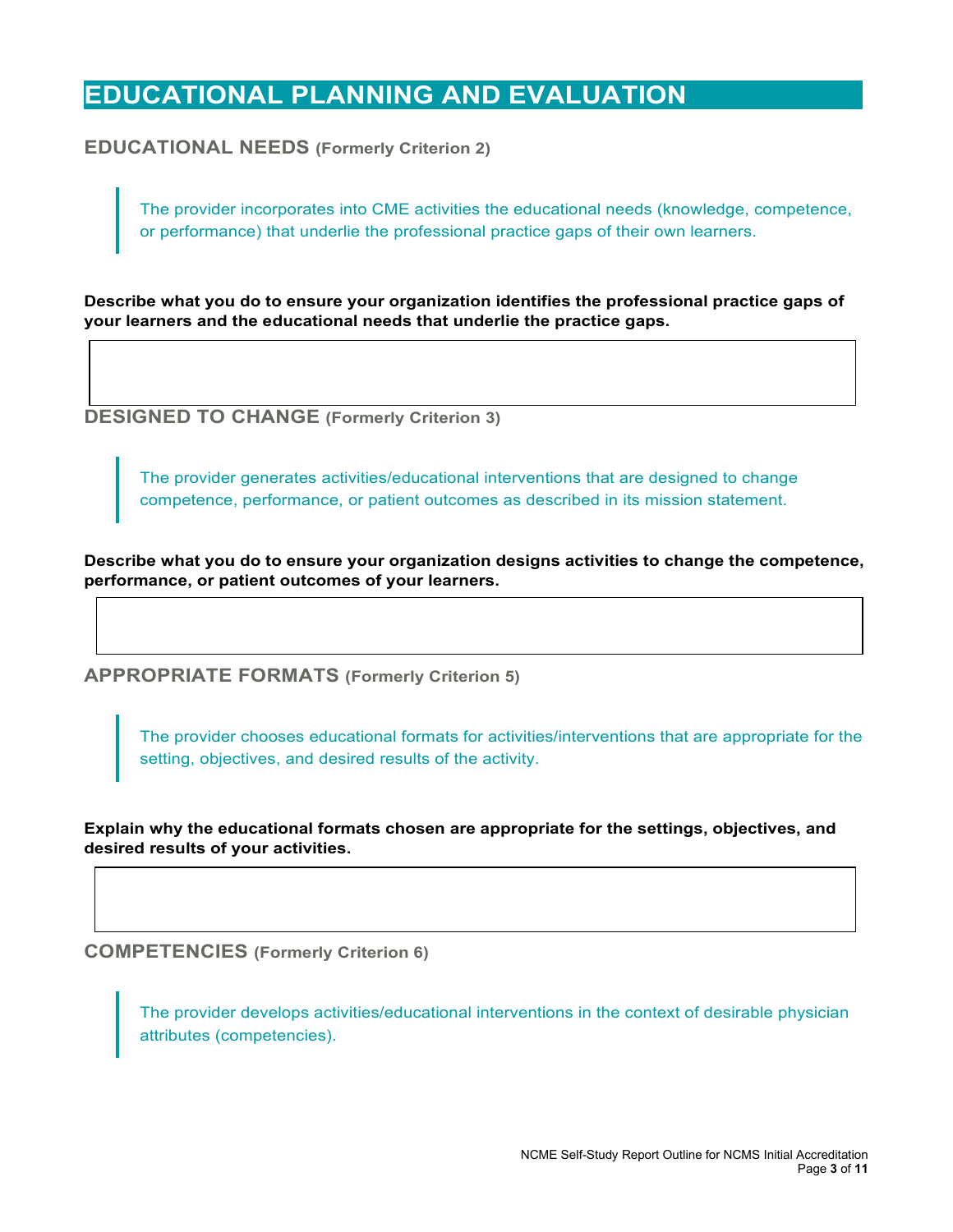# EDUCATIONAL PLANNING AND EVALUATION

## EDUCATIONAL NEEDS (Formerly Criterion 2)

> The provider incorporates into CME activities the educational needs (knowledge, competence, or performance) that underlie the professional practice gaps of their own learners.

**Describe what you do to ensure your organization identifies the professional practice gaps of your learners and the educational needs that underlie the practice gaps.**

## DESIGNED TO CHANGE (Formerly Criterion 3)

> The provider generates activities/educational interventions that are designed to change competence, performance, or patient outcomes as described in its mission statement.

**Describe what you do to ensure your organization designs activities to change the competence, performance, or patient outcomes of your learners.**

## APPROPRIATE FORMATS (Formerly Criterion 5)

> The provider chooses educational formats for activities/interventions that are appropriate for the setting, objectives, and desired results of the activity.

**Explain why the educational formats chosen are appropriate for the settings, objectives, and desired results of your activities.**

## COMPETENCIES (Formerly Criterion 6)

> The provider develops activities/educational interventions in the context of desirable physician attributes (competencies).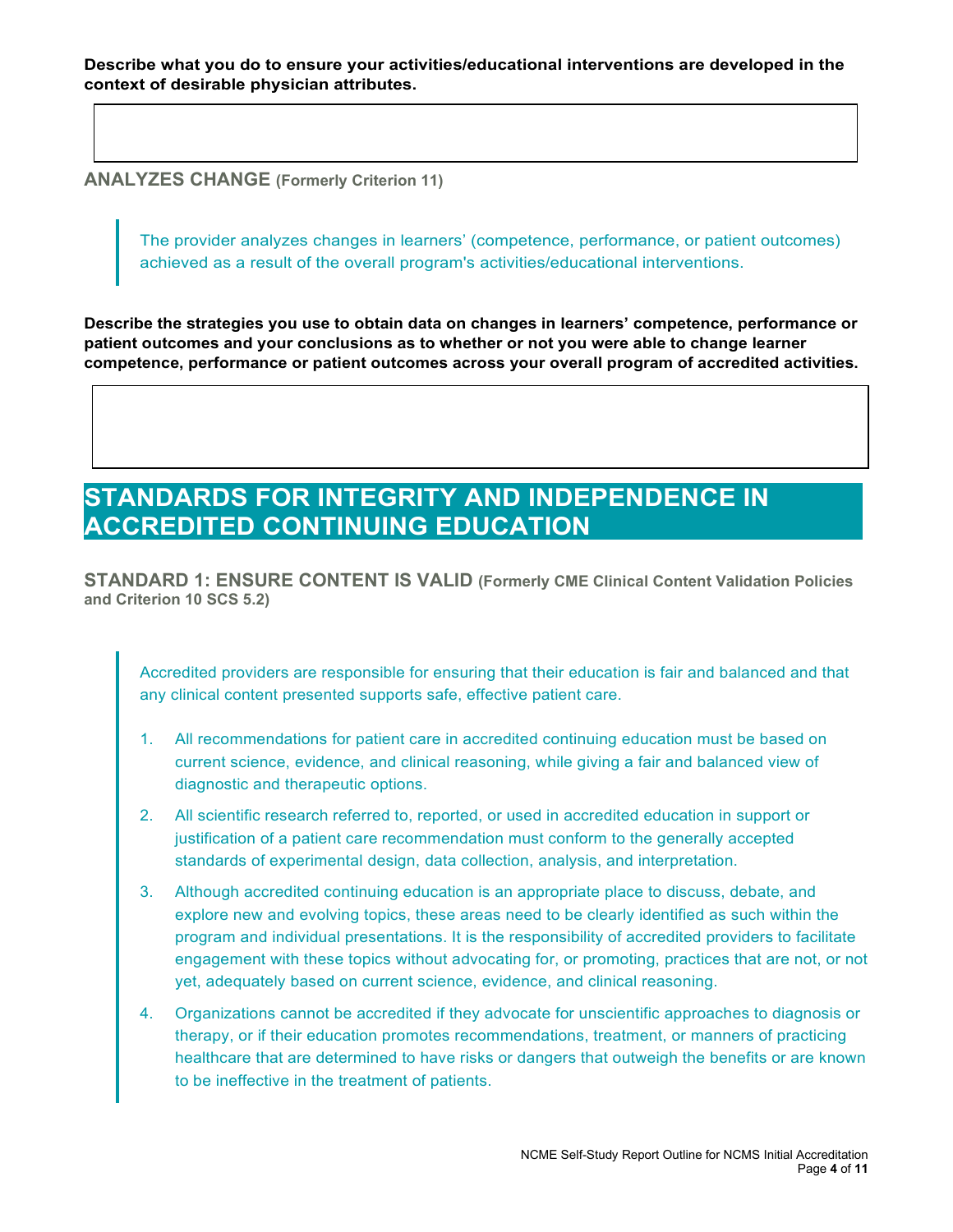**Describe what you do to ensure your activities/educational interventions are developed in the context of desirable physician attributes.**

### ANALYZES CHANGE (Formerly Criterion 11)

> The provider analyzes changes in learners' (competence, performance, or patient outcomes) achieved as a result of the overall program's activities/educational interventions.

**Describe the strategies you use to obtain data on changes in learners' competence, performance or patient outcomes and your conclusions as to whether or not you were able to change learner competence, performance or patient outcomes across your overall program of accredited activities.**

# STANDARDS FOR INTEGRITY AND INDEPENDENCE IN ACCREDITED CONTINUING EDUCATION

### STANDARD 1: ENSURE CONTENT IS VALID (Formerly CME Clinical Content Validation Policies and Criterion 10 SCS 5.2)

> Accredited providers are responsible for ensuring that their education is fair and balanced and that any clinical content presented supports safe, effective patient care.
>
> 1. All recommendations for patient care in accredited continuing education must be based on current science, evidence, and clinical reasoning, while giving a fair and balanced view of diagnostic and therapeutic options.
> 2. All scientific research referred to, reported, or used in accredited education in support or justification of a patient care recommendation must conform to the generally accepted standards of experimental design, data collection, analysis, and interpretation.
> 3. Although accredited continuing education is an appropriate place to discuss, debate, and explore new and evolving topics, these areas need to be clearly identified as such within the program and individual presentations. It is the responsibility of accredited providers to facilitate engagement with these topics without advocating for, or promoting, practices that are not, or not yet, adequately based on current science, evidence, and clinical reasoning.
> 4. Organizations cannot be accredited if they advocate for unscientific approaches to diagnosis or therapy, or if their education promotes recommendations, treatment, or manners of practicing healthcare that are determined to have risks or dangers that outweigh the benefits or are known to be ineffective in the treatment of patients.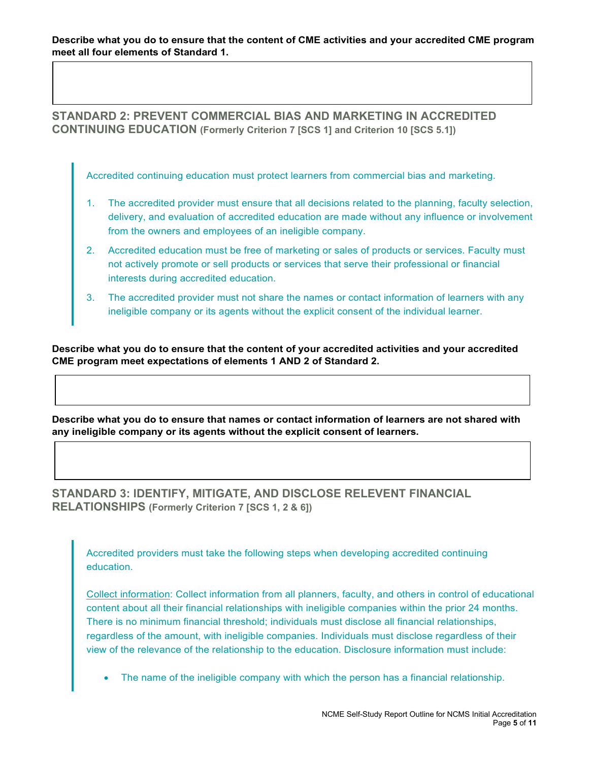**Describe what you do to ensure that the content of CME activities and your accredited CME program meet all four elements of Standard 1.**

## STANDARD 2: PREVENT COMMERCIAL BIAS AND MARKETING IN ACCREDITED CONTINUING EDUCATION (Formerly Criterion 7 [SCS 1] and Criterion 10 [SCS 5.1])

> Accredited continuing education must protect learners from commercial bias and marketing.
>
> 1. The accredited provider must ensure that all decisions related to the planning, faculty selection, delivery, and evaluation of accredited education are made without any influence or involvement from the owners and employees of an ineligible company.
> 2. Accredited education must be free of marketing or sales of products or services. Faculty must not actively promote or sell products or services that serve their professional or financial interests during accredited education.
> 3. The accredited provider must not share the names or contact information of learners with any ineligible company or its agents without the explicit consent of the individual learner.

**Describe what you do to ensure that the content of your accredited activities and your accredited CME program meet expectations of elements 1 AND 2 of Standard 2.**

**Describe what you do to ensure that names or contact information of learners are not shared with any ineligible company or its agents without the explicit consent of learners.**

## STANDARD 3: IDENTIFY, MITIGATE, AND DISCLOSE RELEVENT FINANCIAL RELATIONSHIPS (Formerly Criterion 7 [SCS 1, 2 & 6])

> Accredited providers must take the following steps when developing accredited continuing education.
>
> Collect information: Collect information from all planners, faculty, and others in control of educational content about all their financial relationships with ineligible companies within the prior 24 months. There is no minimum financial threshold; individuals must disclose all financial relationships, regardless of the amount, with ineligible companies. Individuals must disclose regardless of their view of the relevance of the relationship to the education. Disclosure information must include:
>
> - The name of the ineligible company with which the person has a financial relationship.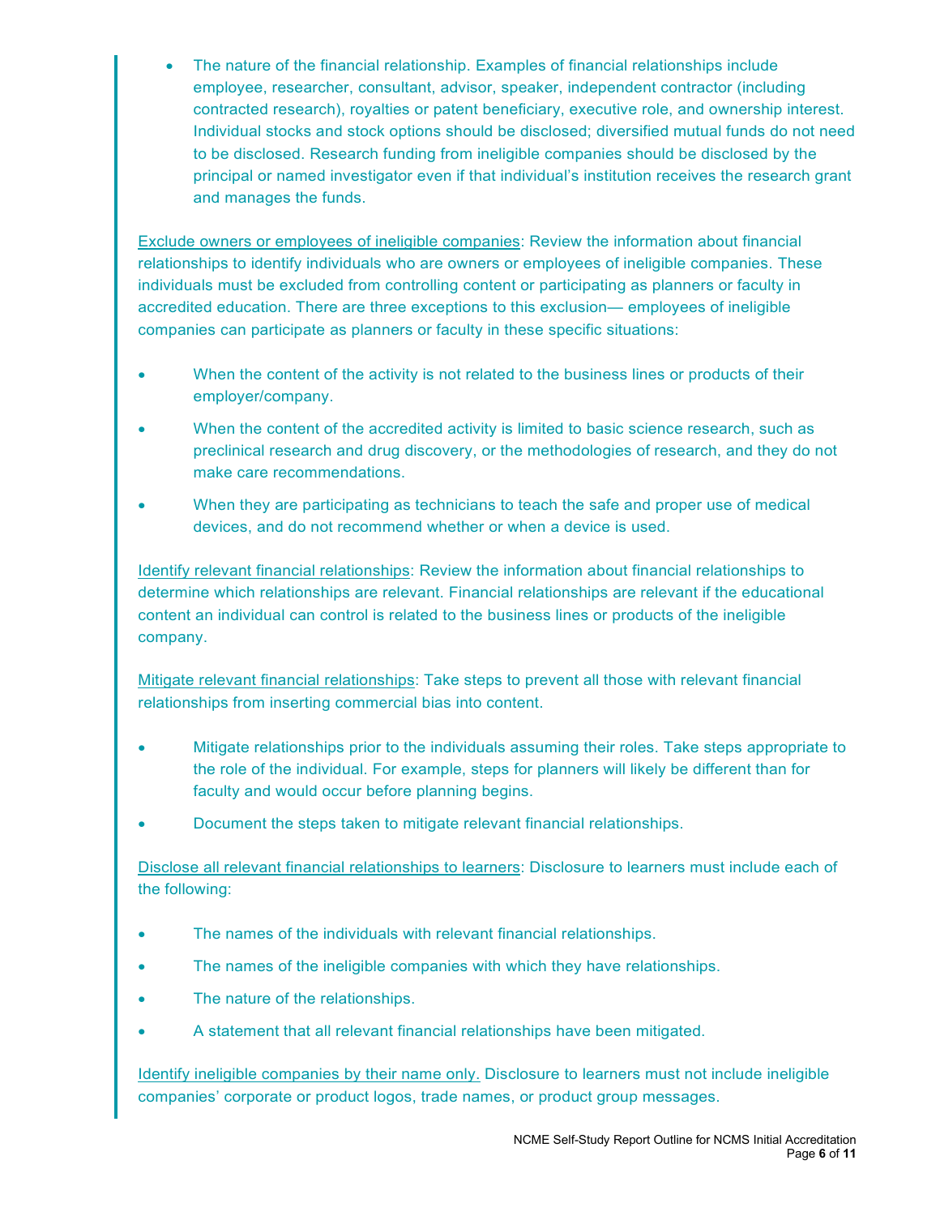- The nature of the financial relationship. Examples of financial relationships include employee, researcher, consultant, advisor, speaker, independent contractor (including contracted research), royalties or patent beneficiary, executive role, and ownership interest. Individual stocks and stock options should be disclosed; diversified mutual funds do not need to be disclosed. Research funding from ineligible companies should be disclosed by the principal or named investigator even if that individual's institution receives the research grant and manages the funds.

<u>Exclude owners or employees of ineligible companies</u>: Review the information about financial relationships to identify individuals who are owners or employees of ineligible companies. These individuals must be excluded from controlling content or participating as planners or faculty in accredited education. There are three exceptions to this exclusion— employees of ineligible companies can participate as planners or faculty in these specific situations:

- When the content of the activity is not related to the business lines or products of their employer/company.
- When the content of the accredited activity is limited to basic science research, such as preclinical research and drug discovery, or the methodologies of research, and they do not make care recommendations.
- When they are participating as technicians to teach the safe and proper use of medical devices, and do not recommend whether or when a device is used.

<u>Identify relevant financial relationships</u>: Review the information about financial relationships to determine which relationships are relevant. Financial relationships are relevant if the educational content an individual can control is related to the business lines or products of the ineligible company.

<u>Mitigate relevant financial relationships</u>: Take steps to prevent all those with relevant financial relationships from inserting commercial bias into content.

- Mitigate relationships prior to the individuals assuming their roles. Take steps appropriate to the role of the individual. For example, steps for planners will likely be different than for faculty and would occur before planning begins.
- Document the steps taken to mitigate relevant financial relationships.

<u>Disclose all relevant financial relationships to learners</u>: Disclosure to learners must include each of the following:

- The names of the individuals with relevant financial relationships.
- The names of the ineligible companies with which they have relationships.
- The nature of the relationships.
- A statement that all relevant financial relationships have been mitigated.

<u>Identify ineligible companies by their name only.</u> Disclosure to learners must not include ineligible companies' corporate or product logos, trade names, or product group messages.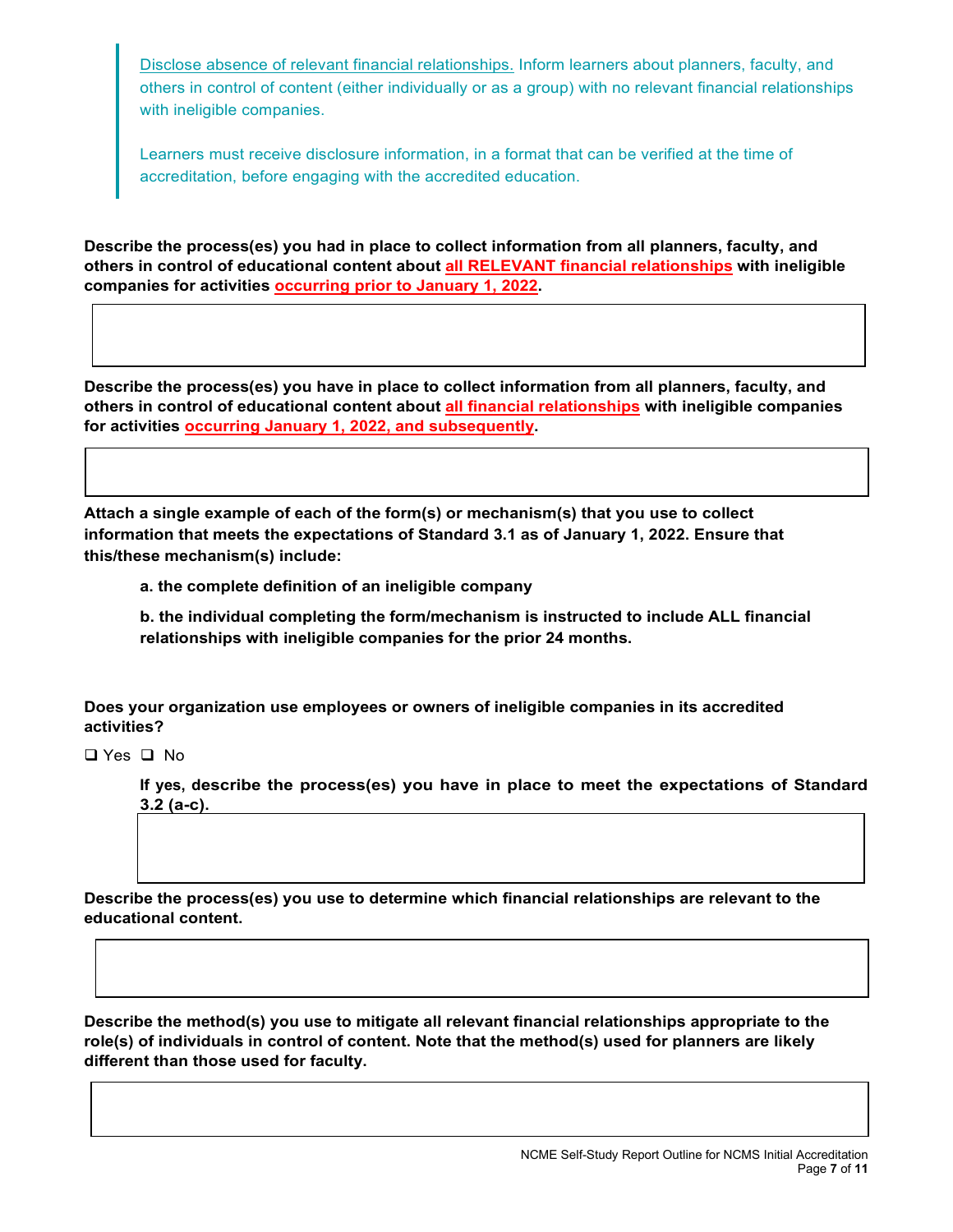> Disclose absence of relevant financial relationships. Inform learners about planners, faculty, and others in control of content (either individually or as a group) with no relevant financial relationships with ineligible companies.
>
> Learners must receive disclosure information, in a format that can be verified at the time of accreditation, before engaging with the accredited education.

**Describe the process(es) you had in place to collect information from all planners, faculty, and others in control of educational content about all RELEVANT financial relationships with ineligible companies for activities occurring prior to January 1, 2022.**

**Describe the process(es) you have in place to collect information from all planners, faculty, and others in control of educational content about all financial relationships with ineligible companies for activities occurring January 1, 2022, and subsequently.**

**Attach a single example of each of the form(s) or mechanism(s) that you use to collect information that meets the expectations of Standard 3.1 as of January 1, 2022. Ensure that this/these mechanism(s) include:**

**a. the complete definition of an ineligible company**

**b. the individual completing the form/mechanism is instructed to include ALL financial relationships with ineligible companies for the prior 24 months.**

**Does your organization use employees or owners of ineligible companies in its accredited activities?**

❑ Yes ❑ No

**If yes, describe the process(es) you have in place to meet the expectations of Standard 3.2 (a-c).**

**Describe the process(es) you use to determine which financial relationships are relevant to the educational content.**

**Describe the method(s) you use to mitigate all relevant financial relationships appropriate to the role(s) of individuals in control of content. Note that the method(s) used for planners are likely different than those used for faculty.**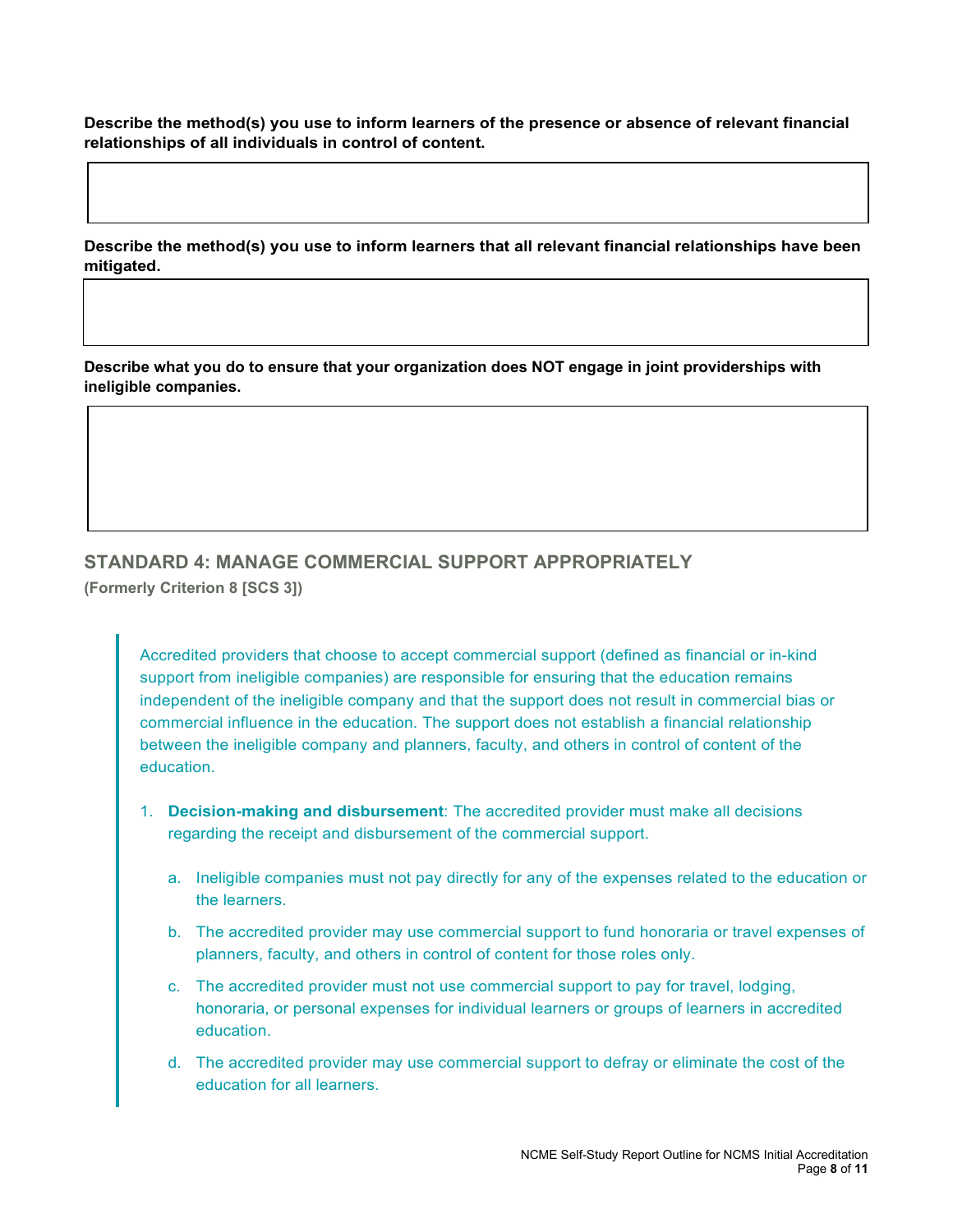**Describe the method(s) you use to inform learners of the presence or absence of relevant financial relationships of all individuals in control of content.**

| |
|---|
| |

**Describe the method(s) you use to inform learners that all relevant financial relationships have been mitigated.**

| |
|---|
| |

**Describe what you do to ensure that your organization does NOT engage in joint providerships with ineligible companies.**

| |
|---|
| |

## STANDARD 4: MANAGE COMMERCIAL SUPPORT APPROPRIATELY

**(Formerly Criterion 8 [SCS 3])**

> Accredited providers that choose to accept commercial support (defined as financial or in-kind support from ineligible companies) are responsible for ensuring that the education remains independent of the ineligible company and that the support does not result in commercial bias or commercial influence in the education. The support does not establish a financial relationship between the ineligible company and planners, faculty, and others in control of content of the education.
>
> 1. **Decision-making and disbursement**: The accredited provider must make all decisions regarding the receipt and disbursement of the commercial support.
>
>     a. Ineligible companies must not pay directly for any of the expenses related to the education or the learners.
>
>     b. The accredited provider may use commercial support to fund honoraria or travel expenses of planners, faculty, and others in control of content for those roles only.
>
>     c. The accredited provider must not use commercial support to pay for travel, lodging, honoraria, or personal expenses for individual learners or groups of learners in accredited education.
>
>     d. The accredited provider may use commercial support to defray or eliminate the cost of the education for all learners.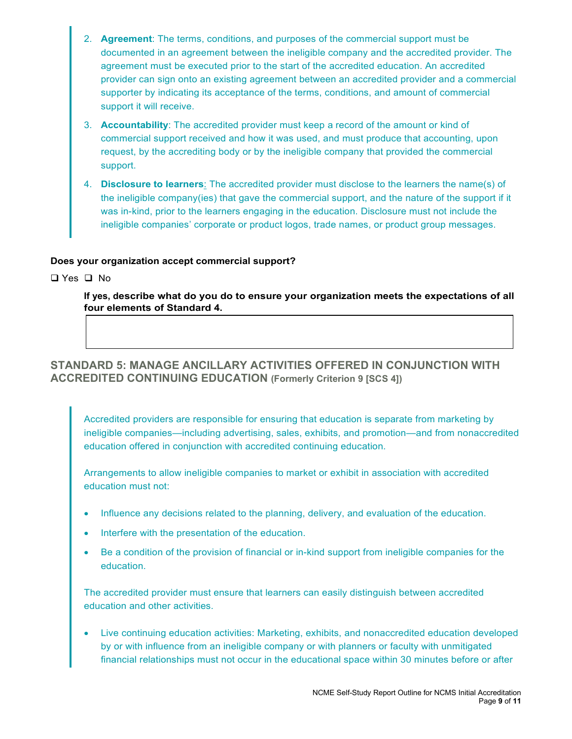2. **Agreement**: The terms, conditions, and purposes of the commercial support must be documented in an agreement between the ineligible company and the accredited provider. The agreement must be executed prior to the start of the accredited education. An accredited provider can sign onto an existing agreement between an accredited provider and a commercial supporter by indicating its acceptance of the terms, conditions, and amount of commercial support it will receive.
3. **Accountability**: The accredited provider must keep a record of the amount or kind of commercial support received and how it was used, and must produce that accounting, upon request, by the accrediting body or by the ineligible company that provided the commercial support.
4. **Disclosure to learners**: The accredited provider must disclose to the learners the name(s) of the ineligible company(ies) that gave the commercial support, and the nature of the support if it was in-kind, prior to the learners engaging in the education. Disclosure must not include the ineligible companies' corporate or product logos, trade names, or product group messages.

**Does your organization accept commercial support?**

❑ Yes ❑ No

**If yes, describe what do you do to ensure your organization meets the expectations of all four elements of Standard 4.**

| |
|---|
| |

## STANDARD 5: MANAGE ANCILLARY ACTIVITIES OFFERED IN CONJUNCTION WITH ACCREDITED CONTINUING EDUCATION (Formerly Criterion 9 [SCS 4])

Accredited providers are responsible for ensuring that education is separate from marketing by ineligible companies—including advertising, sales, exhibits, and promotion—and from nonaccredited education offered in conjunction with accredited continuing education.

Arrangements to allow ineligible companies to market or exhibit in association with accredited education must not:

- Influence any decisions related to the planning, delivery, and evaluation of the education.
- Interfere with the presentation of the education.
- Be a condition of the provision of financial or in-kind support from ineligible companies for the education.

The accredited provider must ensure that learners can easily distinguish between accredited education and other activities.

- Live continuing education activities: Marketing, exhibits, and nonaccredited education developed by or with influence from an ineligible company or with planners or faculty with unmitigated financial relationships must not occur in the educational space within 30 minutes before or after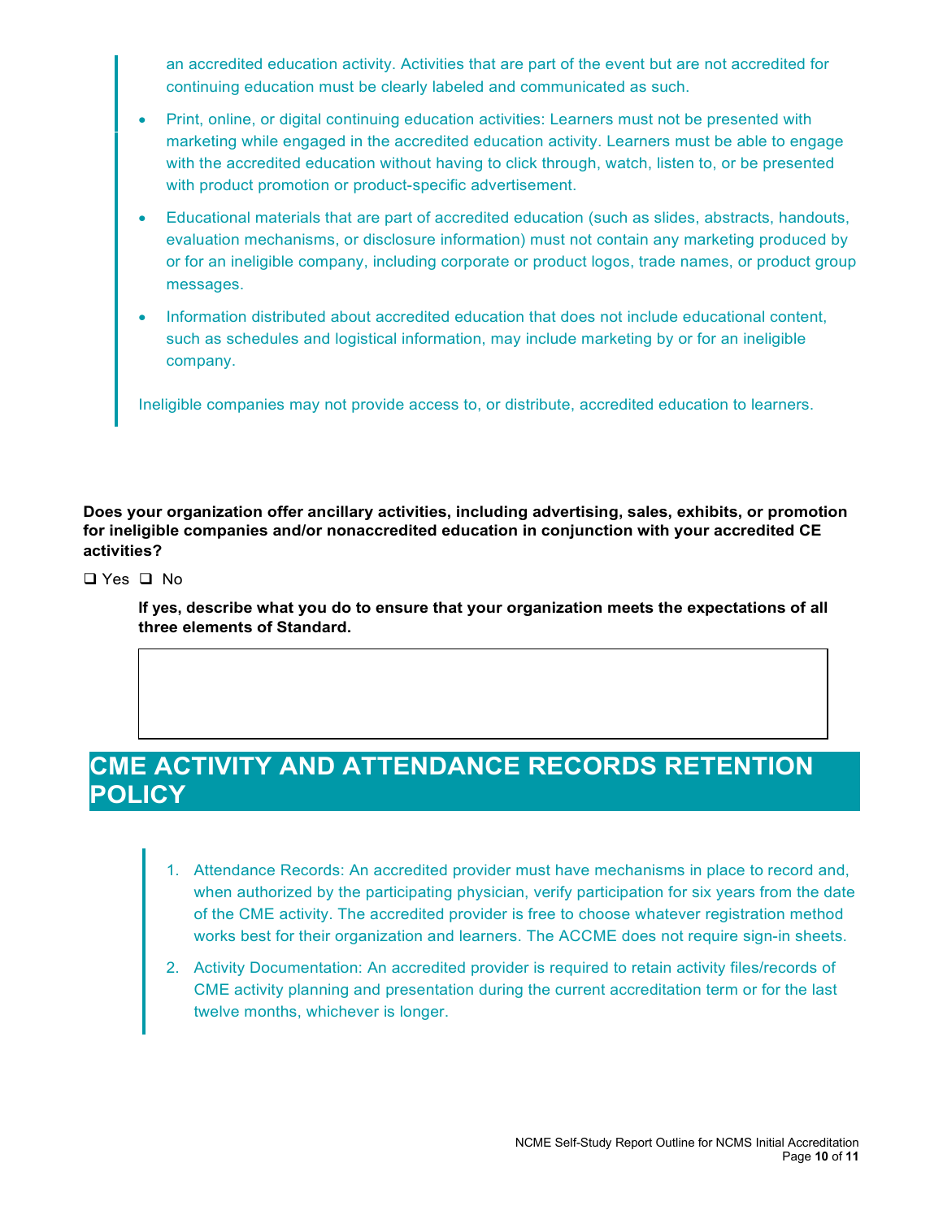> an accredited education activity. Activities that are part of the event but are not accredited for continuing education must be clearly labeled and communicated as such.
>
> - Print, online, or digital continuing education activities: Learners must not be presented with marketing while engaged in the accredited education activity. Learners must be able to engage with the accredited education without having to click through, watch, listen to, or be presented with product promotion or product-specific advertisement.
> - Educational materials that are part of accredited education (such as slides, abstracts, handouts, evaluation mechanisms, or disclosure information) must not contain any marketing produced by or for an ineligible company, including corporate or product logos, trade names, or product group messages.
> - Information distributed about accredited education that does not include educational content, such as schedules and logistical information, may include marketing by or for an ineligible company.
>
> Ineligible companies may not provide access to, or distribute, accredited education to learners.

**Does your organization offer ancillary activities, including advertising, sales, exhibits, or promotion for ineligible companies and/or nonaccredited education in conjunction with your accredited CE activities?**

❑ Yes ❑ No

**If yes, describe what you do to ensure that your organization meets the expectations of all three elements of Standard.**

|  |
|---|
|  |

## CME ACTIVITY AND ATTENDANCE RECORDS RETENTION POLICY

> 1. Attendance Records: An accredited provider must have mechanisms in place to record and, when authorized by the participating physician, verify participation for six years from the date of the CME activity. The accredited provider is free to choose whatever registration method works best for their organization and learners. The ACCME does not require sign-in sheets.
> 2. Activity Documentation: An accredited provider is required to retain activity files/records of CME activity planning and presentation during the current accreditation term or for the last twelve months, whichever is longer.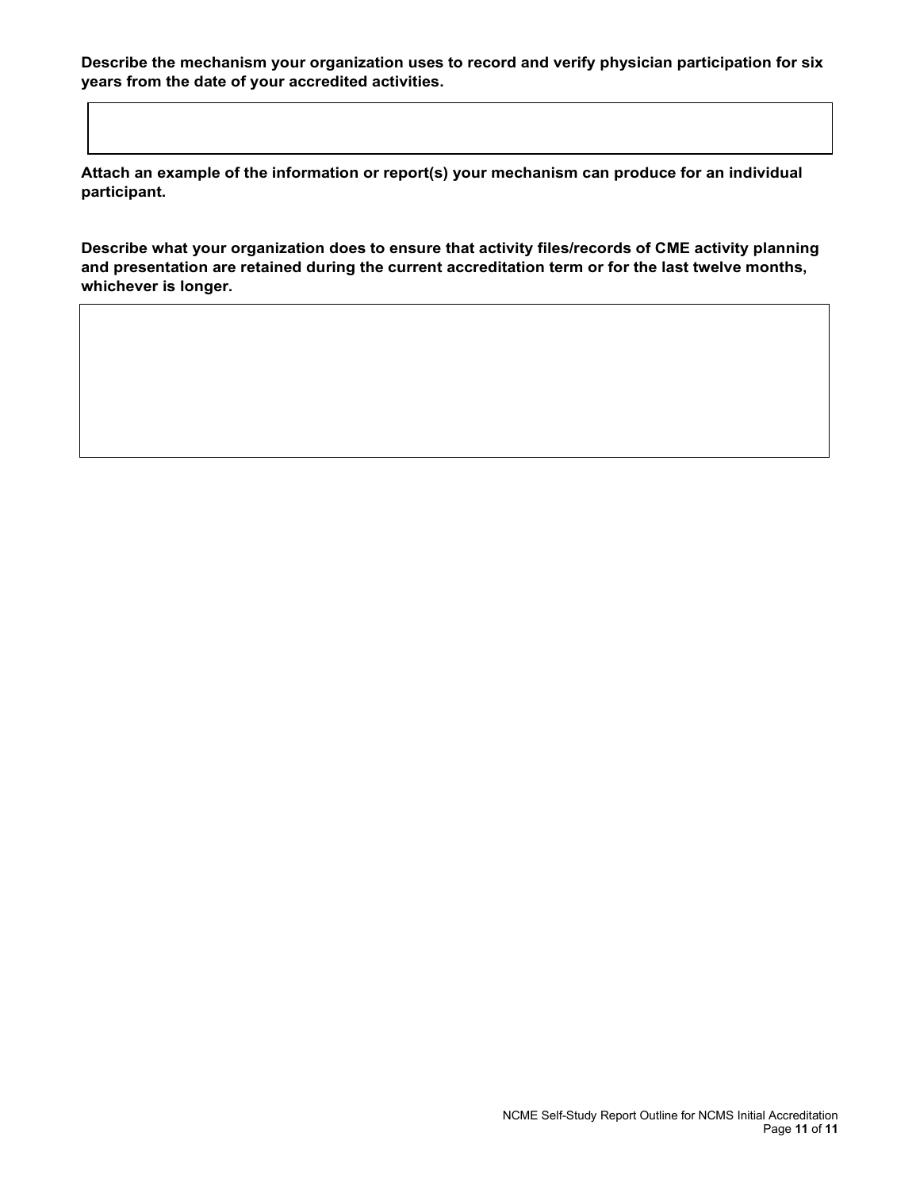**Describe the mechanism your organization uses to record and verify physician participation for six years from the date of your accredited activities.**

| |
|---|
| |

**Attach an example of the information or report(s) your mechanism can produce for an individual participant.**

**Describe what your organization does to ensure that activity files/records of CME activity planning and presentation are retained during the current accreditation term or for the last twelve months, whichever is longer.**

| |
|---|
| |